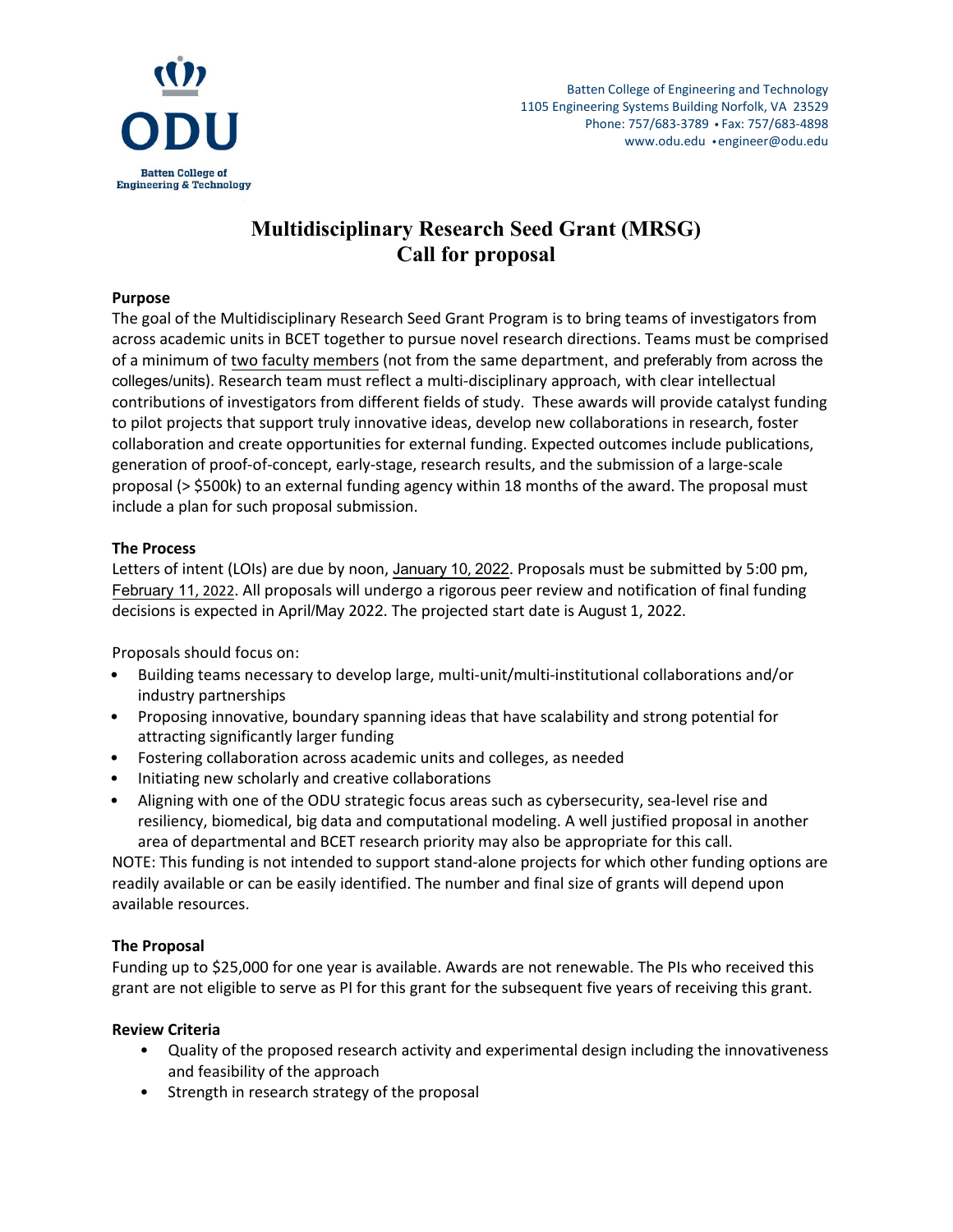Batten College of Engineering and Technology
1105 Engineering Systems Building Norfolk, VA 23529
Phone: 757/683-3789 • Fax: 757/683-4898
www.odu.edu • engineer@odu.edu

# Multidisciplinary Research Seed Grant (MRSG)
# Call for proposal

**Purpose**

The goal of the Multidisciplinary Research Seed Grant Program is to bring teams of investigators from across academic units in BCET together to pursue novel research directions. Teams must be comprised of a minimum of two faculty members (not from the same department, and preferably from across the colleges/units). Research team must reflect a multi-disciplinary approach, with clear intellectual contributions of investigators from different fields of study. These awards will provide catalyst funding to pilot projects that support truly innovative ideas, develop new collaborations in research, foster collaboration and create opportunities for external funding. Expected outcomes include publications, generation of proof-of-concept, early-stage, research results, and the submission of a large-scale proposal (> $500k) to an external funding agency within 18 months of the award. The proposal must include a plan for such proposal submission.

**The Process**

Letters of intent (LOIs) are due by noon, January 10, 2022. Proposals must be submitted by 5:00 pm, February 11, 2022. All proposals will undergo a rigorous peer review and notification of final funding decisions is expected in April/May 2022. The projected start date is August 1, 2022.

Proposals should focus on:

- Building teams necessary to develop large, multi-unit/multi-institutional collaborations and/or industry partnerships
- Proposing innovative, boundary spanning ideas that have scalability and strong potential for attracting significantly larger funding
- Fostering collaboration across academic units and colleges, as needed
- Initiating new scholarly and creative collaborations
- Aligning with one of the ODU strategic focus areas such as cybersecurity, sea-level rise and resiliency, biomedical, big data and computational modeling. A well justified proposal in another area of departmental and BCET research priority may also be appropriate for this call.

NOTE: This funding is not intended to support stand-alone projects for which other funding options are readily available or can be easily identified. The number and final size of grants will depend upon available resources.

**The Proposal**

Funding up to $25,000 for one year is available. Awards are not renewable. The PIs who received this grant are not eligible to serve as PI for this grant for the subsequent five years of receiving this grant.

**Review Criteria**

- Quality of the proposed research activity and experimental design including the innovativeness and feasibility of the approach
- Strength in research strategy of the proposal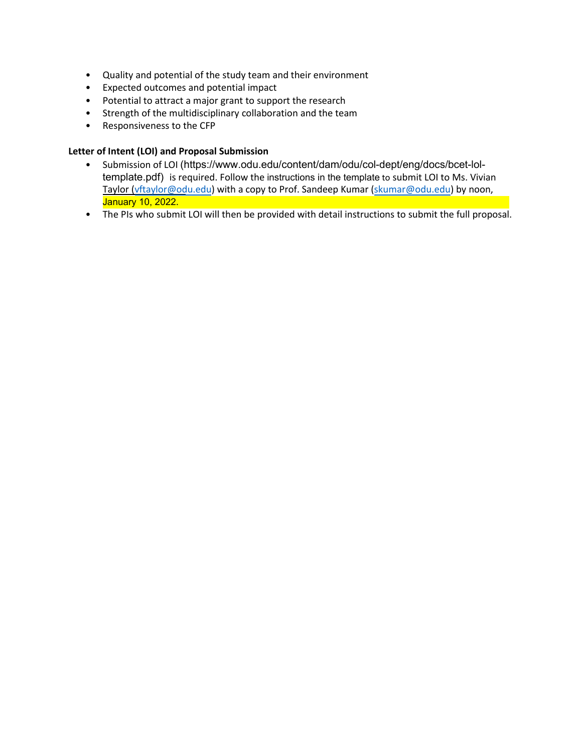- Quality and potential of the study team and their environment
- Expected outcomes and potential impact
- Potential to attract a major grant to support the research
- Strength of the multidisciplinary collaboration and the team
- Responsiveness to the CFP

**Letter of Intent (LOI) and Proposal Submission**

- Submission of LOI (https://www.odu.edu/content/dam/odu/col-dept/eng/docs/bcet-lol-template.pdf) is required. Follow the instructions in the template to submit LOI to Ms. Vivian Taylor (vftaylor@odu.edu) with a copy to Prof. Sandeep Kumar (skumar@odu.edu) by noon, January 10, 2022.
- The PIs who submit LOI will then be provided with detail instructions to submit the full proposal.